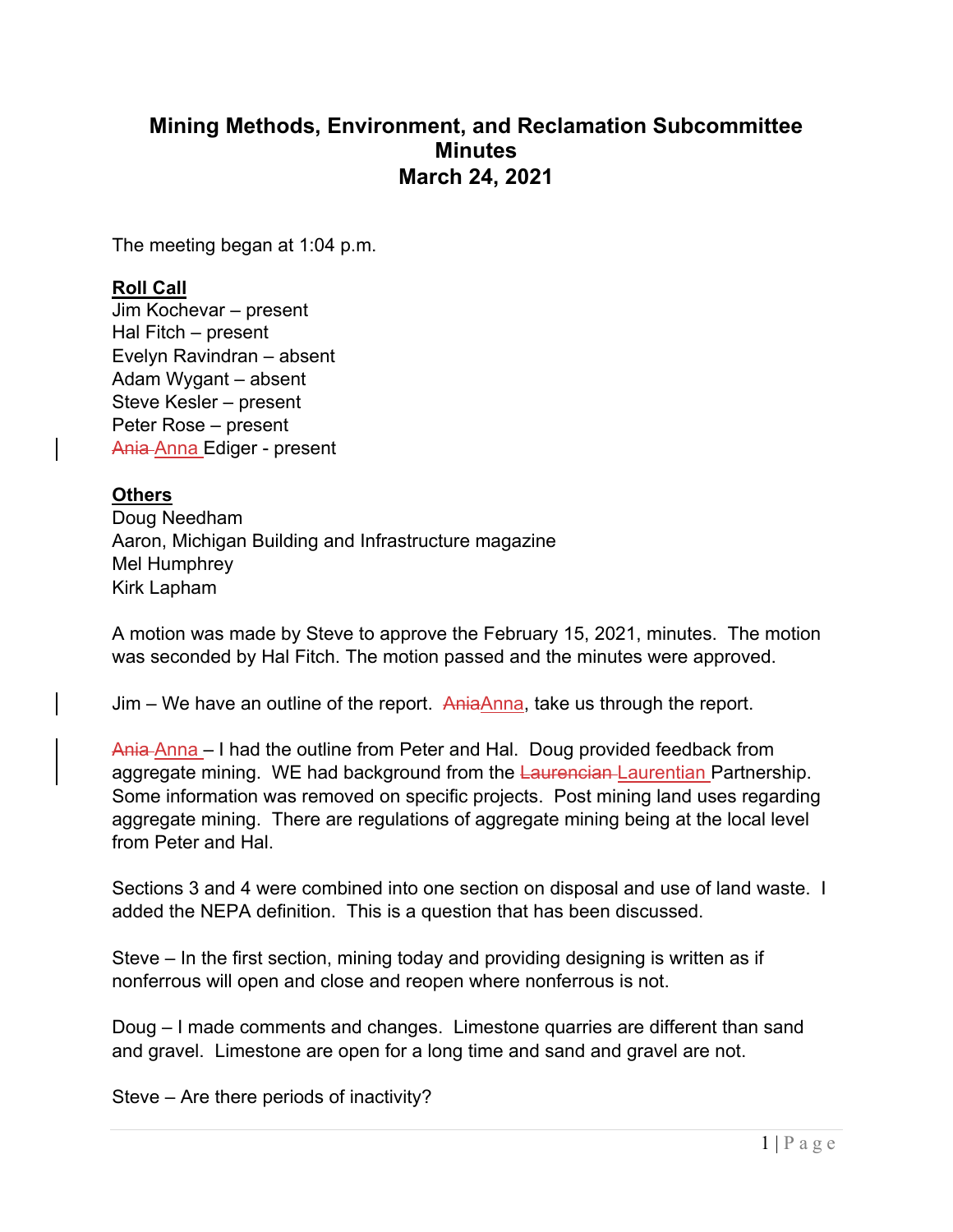# Mining Methods, Environment, and Reclamation Subcommittee Minutes March 24, 2021

The meeting began at 1:04 p.m.

**Roll Call**

Jim Kochevar – present
Hal Fitch – present
Evelyn Ravindran – absent
Adam Wygant – absent
Steve Kesler – present
Peter Rose – present
~~Ania~~ Anna Ediger - present

**Others**

Doug Needham
Aaron, Michigan Building and Infrastructure magazine
Mel Humphrey
Kirk Lapham

A motion was made by Steve to approve the February 15, 2021, minutes. The motion was seconded by Hal Fitch. The motion passed and the minutes were approved.

Jim – We have an outline of the report. ~~Ania~~Anna, take us through the report.

~~Ania~~ Anna – I had the outline from Peter and Hal. Doug provided feedback from aggregate mining. WE had background from the ~~Laurencian~~ Laurentian Partnership. Some information was removed on specific projects. Post mining land uses regarding aggregate mining. There are regulations of aggregate mining being at the local level from Peter and Hal.

Sections 3 and 4 were combined into one section on disposal and use of land waste. I added the NEPA definition. This is a question that has been discussed.

Steve – In the first section, mining today and providing designing is written as if nonferrous will open and close and reopen where nonferrous is not.

Doug – I made comments and changes. Limestone quarries are different than sand and gravel. Limestone are open for a long time and sand and gravel are not.

Steve – Are there periods of inactivity?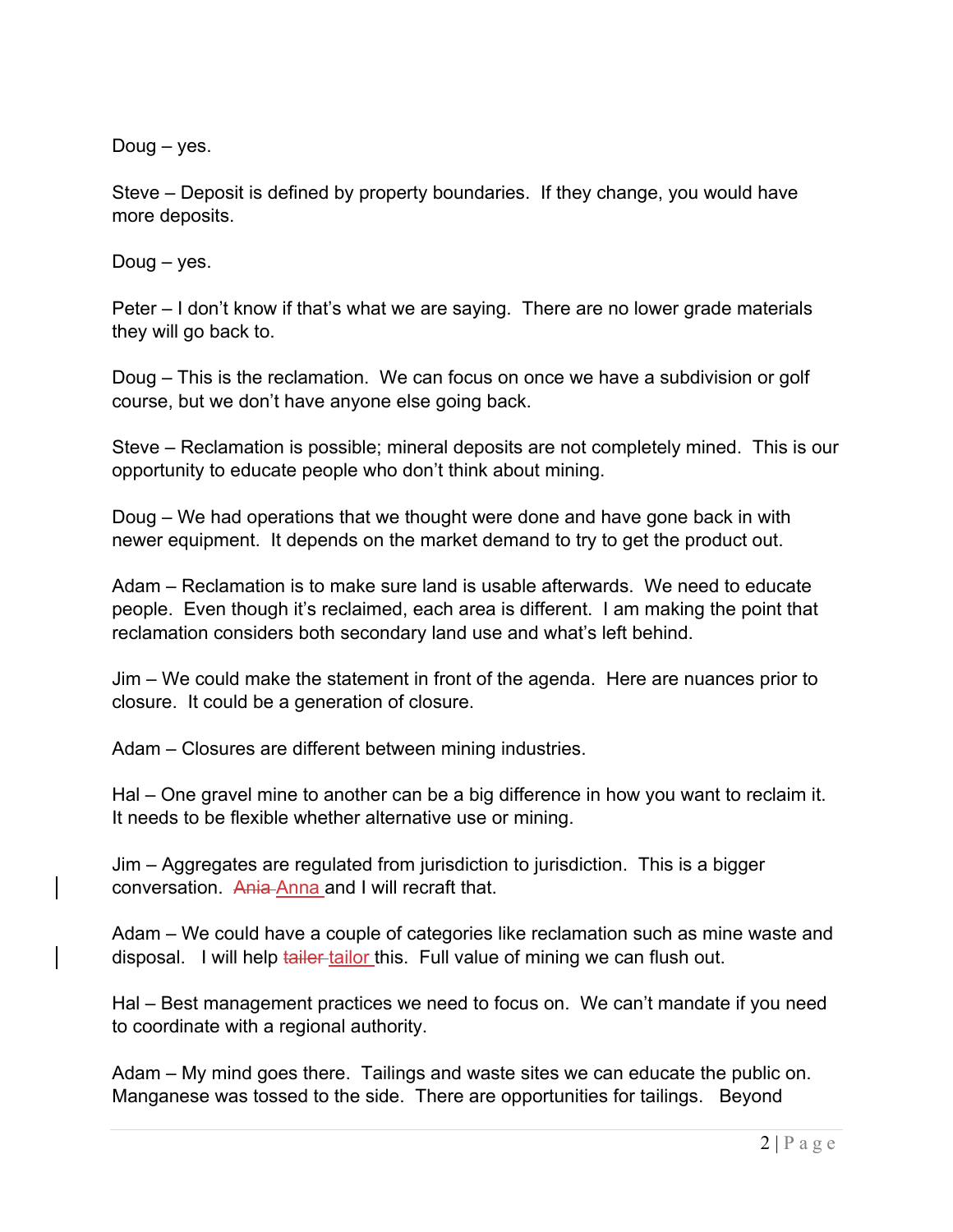Doug – yes.

Steve – Deposit is defined by property boundaries. If they change, you would have more deposits.

Doug – yes.

Peter – I don't know if that's what we are saying. There are no lower grade materials they will go back to.

Doug – This is the reclamation. We can focus on once we have a subdivision or golf course, but we don't have anyone else going back.

Steve – Reclamation is possible; mineral deposits are not completely mined. This is our opportunity to educate people who don't think about mining.

Doug – We had operations that we thought were done and have gone back in with newer equipment. It depends on the market demand to try to get the product out.

Adam – Reclamation is to make sure land is usable afterwards. We need to educate people. Even though it's reclaimed, each area is different. I am making the point that reclamation considers both secondary land use and what's left behind.

Jim – We could make the statement in front of the agenda. Here are nuances prior to closure. It could be a generation of closure.

Adam – Closures are different between mining industries.

Hal – One gravel mine to another can be a big difference in how you want to reclaim it. It needs to be flexible whether alternative use or mining.

Jim – Aggregates are regulated from jurisdiction to jurisdiction. This is a bigger conversation. ~~Ania~~ Anna and I will recraft that.

Adam – We could have a couple of categories like reclamation such as mine waste and disposal. I will help ~~tailer~~ tailor this. Full value of mining we can flush out.

Hal – Best management practices we need to focus on. We can't mandate if you need to coordinate with a regional authority.

Adam – My mind goes there. Tailings and waste sites we can educate the public on. Manganese was tossed to the side. There are opportunities for tailings. Beyond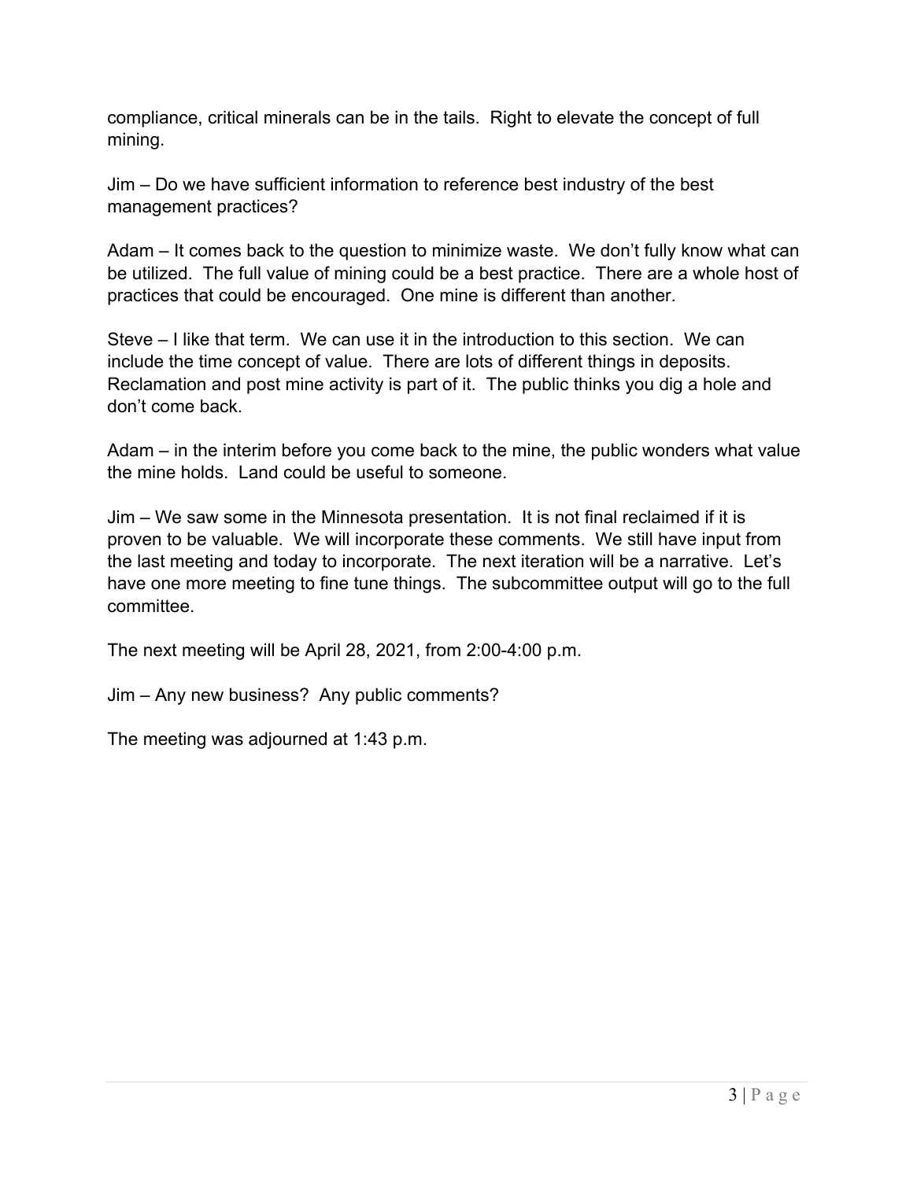compliance, critical minerals can be in the tails. Right to elevate the concept of full mining.

Jim – Do we have sufficient information to reference best industry of the best management practices?

Adam – It comes back to the question to minimize waste. We don't fully know what can be utilized. The full value of mining could be a best practice. There are a whole host of practices that could be encouraged. One mine is different than another.

Steve – I like that term. We can use it in the introduction to this section. We can include the time concept of value. There are lots of different things in deposits. Reclamation and post mine activity is part of it. The public thinks you dig a hole and don't come back.

Adam – in the interim before you come back to the mine, the public wonders what value the mine holds. Land could be useful to someone.

Jim – We saw some in the Minnesota presentation. It is not final reclaimed if it is proven to be valuable. We will incorporate these comments. We still have input from the last meeting and today to incorporate. The next iteration will be a narrative. Let's have one more meeting to fine tune things. The subcommittee output will go to the full committee.

The next meeting will be April 28, 2021, from 2:00-4:00 p.m.

Jim – Any new business? Any public comments?

The meeting was adjourned at 1:43 p.m.